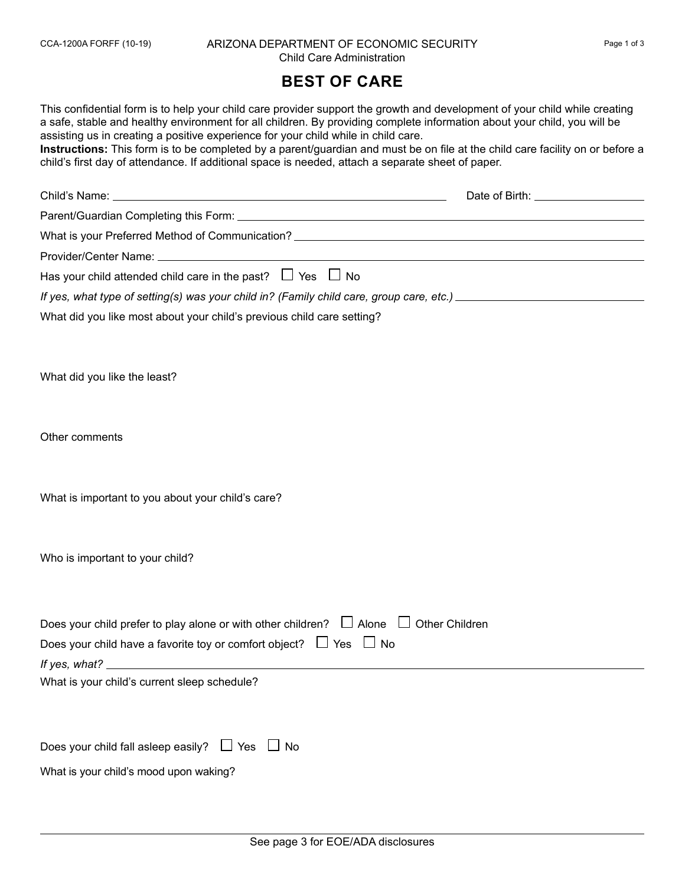CCA-1200A FORFF (10-19)

ARIZONA DEPARTMENT OF ECONOMIC SECURITY
Child Care Administration

# BEST OF CARE

This confidential form is to help your child care provider support the growth and development of your child while creating a safe, stable and healthy environment for all children. By providing complete information about your child, you will be assisting us in creating a positive experience for your child while in child care.

**Instructions:** This form is to be completed by a parent/guardian and must be on file at the child care facility on or before a child's first day of attendance. If additional space is needed, attach a separate sheet of paper.

Child's Name: ______________________________ Date of Birth: ______________

Parent/Guardian Completing this Form: ______________________________

What is your Preferred Method of Communication? ______________________________

Provider/Center Name: ______________________________

Has your child attended child care in the past? ☐ Yes ☐ No

*If yes, what type of setting(s) was your child in? (Family child care, group care, etc.)* ______________________________

What did you like most about your child's previous child care setting?

What did you like the least?

Other comments

What is important to you about your child's care?

Who is important to your child?

Does your child prefer to play alone or with other children? ☐ Alone ☐ Other Children

Does your child have a favorite toy or comfort object? ☐ Yes ☐ No

*If yes, what?* ______________________________

What is your child's current sleep schedule?

Does your child fall asleep easily? ☐ Yes ☐ No

What is your child's mood upon waking?

See page 3 for EOE/ADA disclosures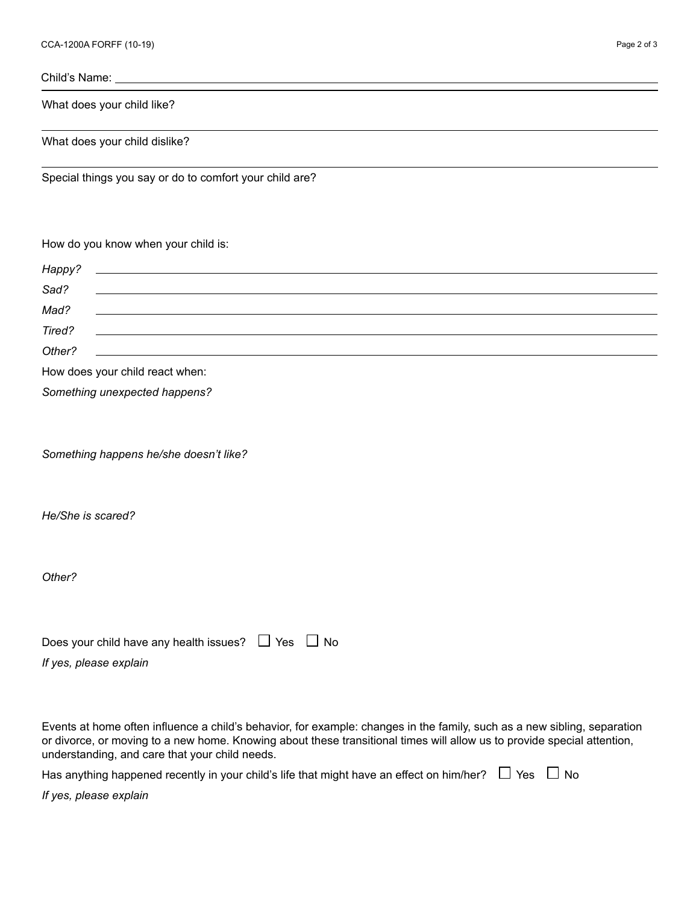Child's Name: ______________________________

What does your child like?

What does your child dislike?

Special things you say or do to comfort your child are?

How do you know when your child is:

*Happy?* ______________________________

*Sad?* ______________________________

*Mad?* ______________________________

*Tired?* ______________________________

*Other?* ______________________________

How does your child react when:

*Something unexpected happens?*

*Something happens he/she doesn't like?*

*He/She is scared?*

*Other?*

Does your child have any health issues? ☐ Yes ☐ No

*If yes, please explain*

Events at home often influence a child's behavior, for example: changes in the family, such as a new sibling, separation or divorce, or moving to a new home. Knowing about these transitional times will allow us to provide special attention, understanding, and care that your child needs.

Has anything happened recently in your child's life that might have an effect on him/her? ☐ Yes ☐ No

*If yes, please explain*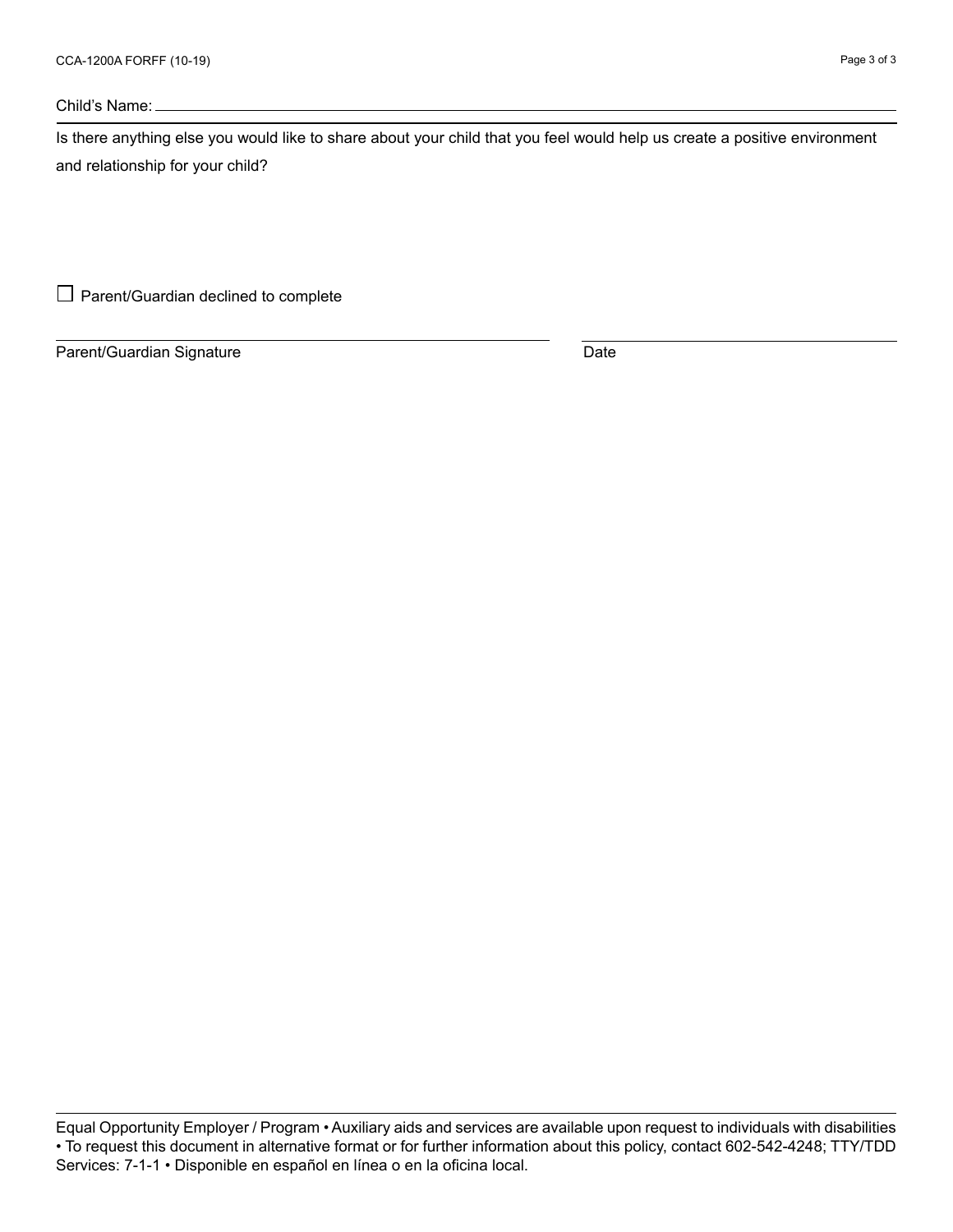Child's Name: \_\_\_\_\_\_\_\_\_\_\_\_\_\_\_\_\_\_\_\_\_\_\_\_\_\_\_\_\_\_\_\_\_\_\_\_\_\_\_\_

Is there anything else you would like to share about your child that you feel would help us create a positive environment and relationship for your child?

☐ Parent/Guardian declined to complete

| | |
|---|---|
| Parent/Guardian Signature | Date |

Equal Opportunity Employer / Program • Auxiliary aids and services are available upon request to individuals with disabilities • To request this document in alternative format or for further information about this policy, contact 602-542-4248; TTY/TDD Services: 7-1-1 • Disponible en español en línea o en la oficina local.